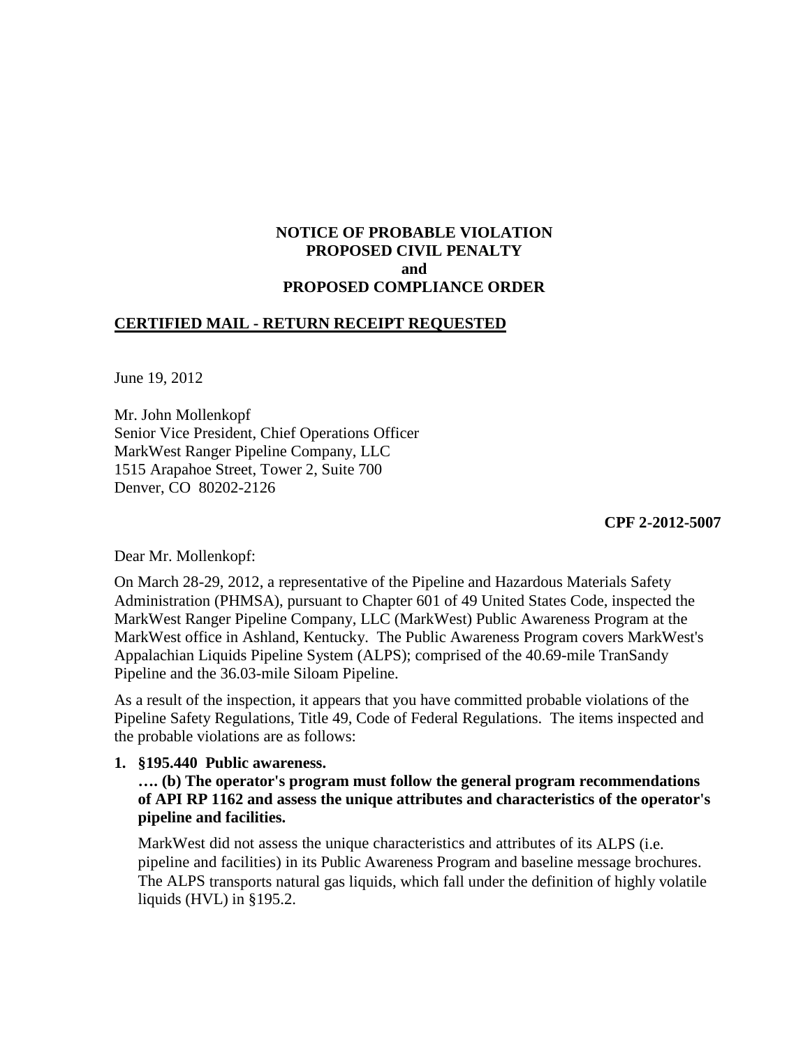**NOTICE OF PROBABLE VIOLATION**
**PROPOSED CIVIL PENALTY**
**and**
**PROPOSED COMPLIANCE ORDER**

**CERTIFIED MAIL - RETURN RECEIPT REQUESTED**

June 19, 2012

Mr. John Mollenkopf
Senior Vice President, Chief Operations Officer
MarkWest Ranger Pipeline Company, LLC
1515 Arapahoe Street, Tower 2, Suite 700
Denver, CO 80202-2126

**CPF 2-2012-5007**

Dear Mr. Mollenkopf:

On March 28-29, 2012, a representative of the Pipeline and Hazardous Materials Safety Administration (PHMSA), pursuant to Chapter 601 of 49 United States Code, inspected the MarkWest Ranger Pipeline Company, LLC (MarkWest) Public Awareness Program at the MarkWest office in Ashland, Kentucky. The Public Awareness Program covers MarkWest's Appalachian Liquids Pipeline System (ALPS); comprised of the 40.69-mile TranSandy Pipeline and the 36.03-mile Siloam Pipeline.

As a result of the inspection, it appears that you have committed probable violations of the Pipeline Safety Regulations, Title 49, Code of Federal Regulations. The items inspected and the probable violations are as follows:

1. **§195.440 Public awareness.**
   **…. (b) The operator's program must follow the general program recommendations of API RP 1162 and assess the unique attributes and characteristics of the operator's pipeline and facilities.**

   MarkWest did not assess the unique characteristics and attributes of its ALPS (i.e. pipeline and facilities) in its Public Awareness Program and baseline message brochures. The ALPS transports natural gas liquids, which fall under the definition of highly volatile liquids (HVL) in §195.2.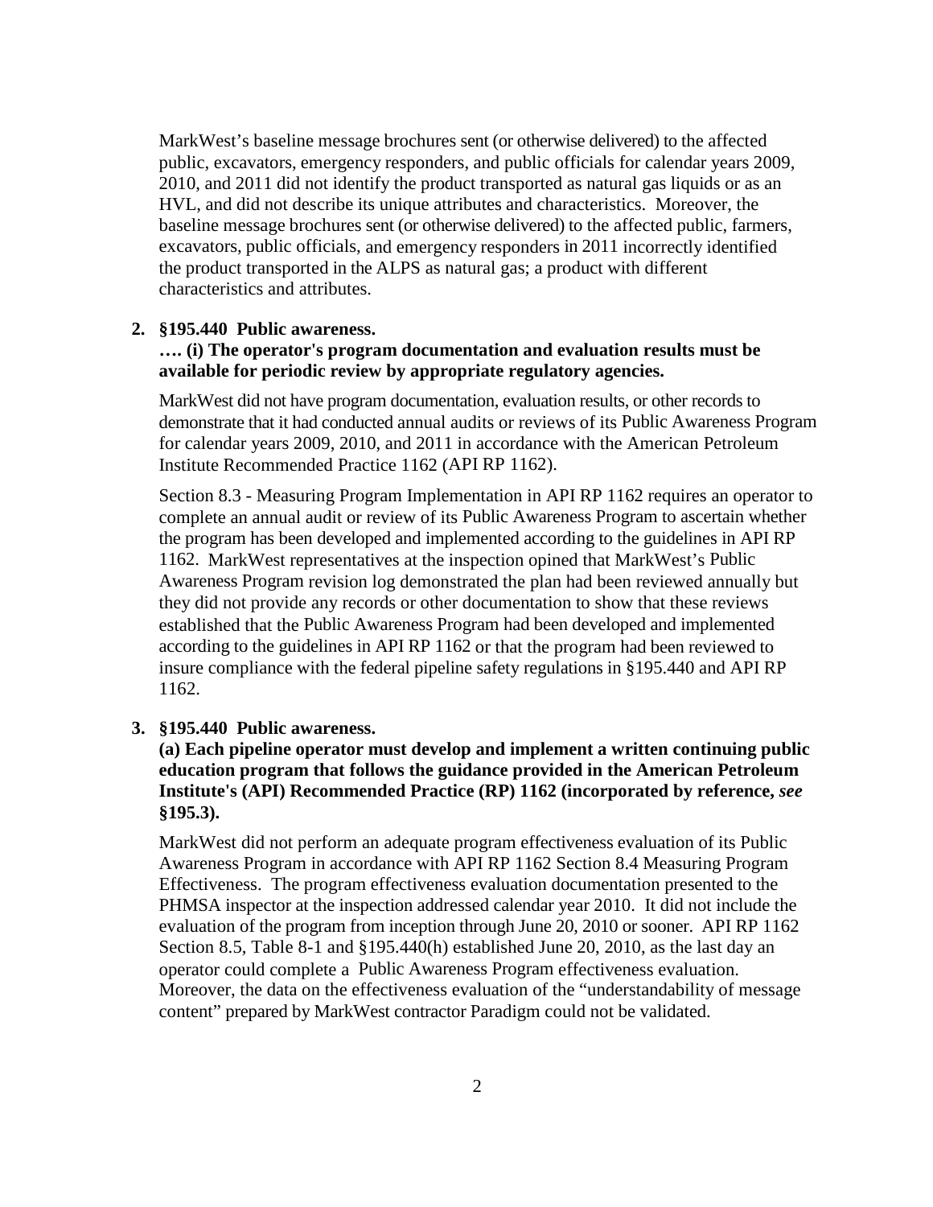MarkWest's baseline message brochures sent (or otherwise delivered) to the affected public, excavators, emergency responders, and public officials for calendar years 2009, 2010, and 2011 did not identify the product transported as natural gas liquids or as an HVL, and did not describe its unique attributes and characteristics. Moreover, the baseline message brochures sent (or otherwise delivered) to the affected public, farmers, excavators, public officials, and emergency responders in 2011 incorrectly identified the product transported in the ALPS as natural gas; a product with different characteristics and attributes.

2. **§195.440 Public awareness.**
   **…. (i) The operator's program documentation and evaluation results must be available for periodic review by appropriate regulatory agencies.**

   MarkWest did not have program documentation, evaluation results, or other records to demonstrate that it had conducted annual audits or reviews of its Public Awareness Program for calendar years 2009, 2010, and 2011 in accordance with the American Petroleum Institute Recommended Practice 1162 (API RP 1162).

   Section 8.3 - Measuring Program Implementation in API RP 1162 requires an operator to complete an annual audit or review of its Public Awareness Program to ascertain whether the program has been developed and implemented according to the guidelines in API RP 1162. MarkWest representatives at the inspection opined that MarkWest's Public Awareness Program revision log demonstrated the plan had been reviewed annually but they did not provide any records or other documentation to show that these reviews established that the Public Awareness Program had been developed and implemented according to the guidelines in API RP 1162 or that the program had been reviewed to insure compliance with the federal pipeline safety regulations in §195.440 and API RP 1162.

3. **§195.440 Public awareness.**
   **(a) Each pipeline operator must develop and implement a written continuing public education program that follows the guidance provided in the American Petroleum Institute's (API) Recommended Practice (RP) 1162 (incorporated by reference, *see* §195.3).**

   MarkWest did not perform an adequate program effectiveness evaluation of its Public Awareness Program in accordance with API RP 1162 Section 8.4 Measuring Program Effectiveness. The program effectiveness evaluation documentation presented to the PHMSA inspector at the inspection addressed calendar year 2010. It did not include the evaluation of the program from inception through June 20, 2010 or sooner. API RP 1162 Section 8.5, Table 8-1 and §195.440(h) established June 20, 2010, as the last day an operator could complete a Public Awareness Program effectiveness evaluation. Moreover, the data on the effectiveness evaluation of the "understandability of message content" prepared by MarkWest contractor Paradigm could not be validated.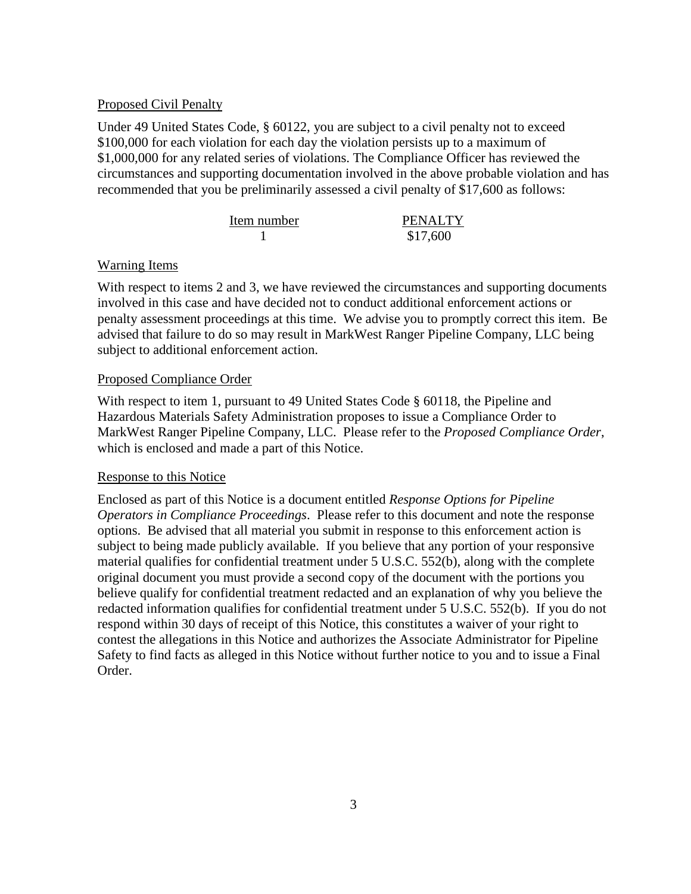Proposed Civil Penalty

Under 49 United States Code, § 60122, you are subject to a civil penalty not to exceed $100,000 for each violation for each day the violation persists up to a maximum of $1,000,000 for any related series of violations. The Compliance Officer has reviewed the circumstances and supporting documentation involved in the above probable violation and has recommended that you be preliminarily assessed a civil penalty of $17,600 as follows:

| Item number | PENALTY |
|---|---|
| 1 | $17,600 |

Warning Items

With respect to items 2 and 3, we have reviewed the circumstances and supporting documents involved in this case and have decided not to conduct additional enforcement actions or penalty assessment proceedings at this time. We advise you to promptly correct this item. Be advised that failure to do so may result in MarkWest Ranger Pipeline Company, LLC being subject to additional enforcement action.

Proposed Compliance Order

With respect to item 1, pursuant to 49 United States Code § 60118, the Pipeline and Hazardous Materials Safety Administration proposes to issue a Compliance Order to MarkWest Ranger Pipeline Company, LLC. Please refer to the *Proposed Compliance Order*, which is enclosed and made a part of this Notice.

Response to this Notice

Enclosed as part of this Notice is a document entitled *Response Options for Pipeline Operators in Compliance Proceedings*. Please refer to this document and note the response options. Be advised that all material you submit in response to this enforcement action is subject to being made publicly available. If you believe that any portion of your responsive material qualifies for confidential treatment under 5 U.S.C. 552(b), along with the complete original document you must provide a second copy of the document with the portions you believe qualify for confidential treatment redacted and an explanation of why you believe the redacted information qualifies for confidential treatment under 5 U.S.C. 552(b). If you do not respond within 30 days of receipt of this Notice, this constitutes a waiver of your right to contest the allegations in this Notice and authorizes the Associate Administrator for Pipeline Safety to find facts as alleged in this Notice without further notice to you and to issue a Final Order.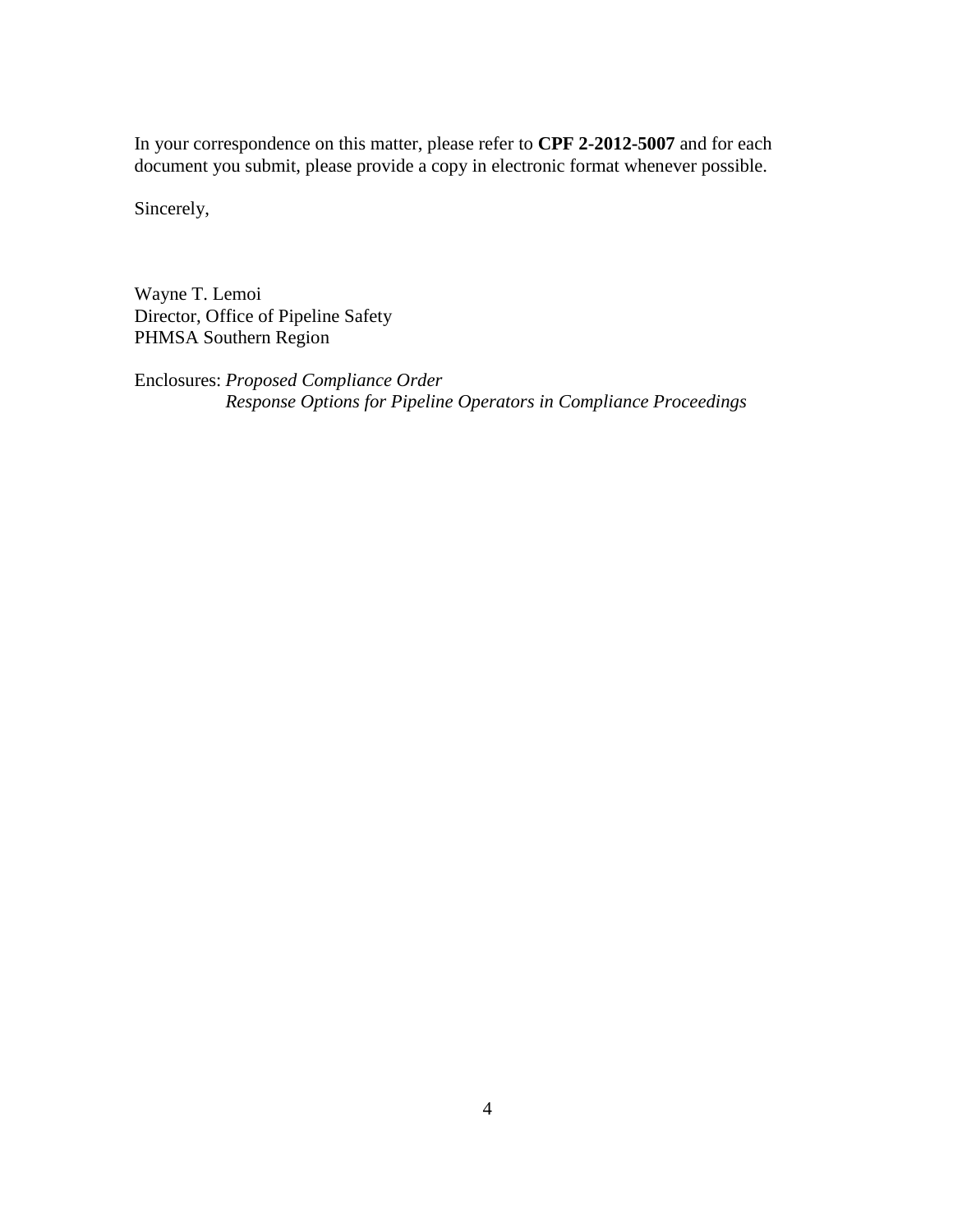In your correspondence on this matter, please refer to **CPF 2-2012-5007** and for each document you submit, please provide a copy in electronic format whenever possible.

Sincerely,

Wayne T. Lemoi
Director, Office of Pipeline Safety
PHMSA Southern Region

Enclosures: *Proposed Compliance Order*
*Response Options for Pipeline Operators in Compliance Proceedings*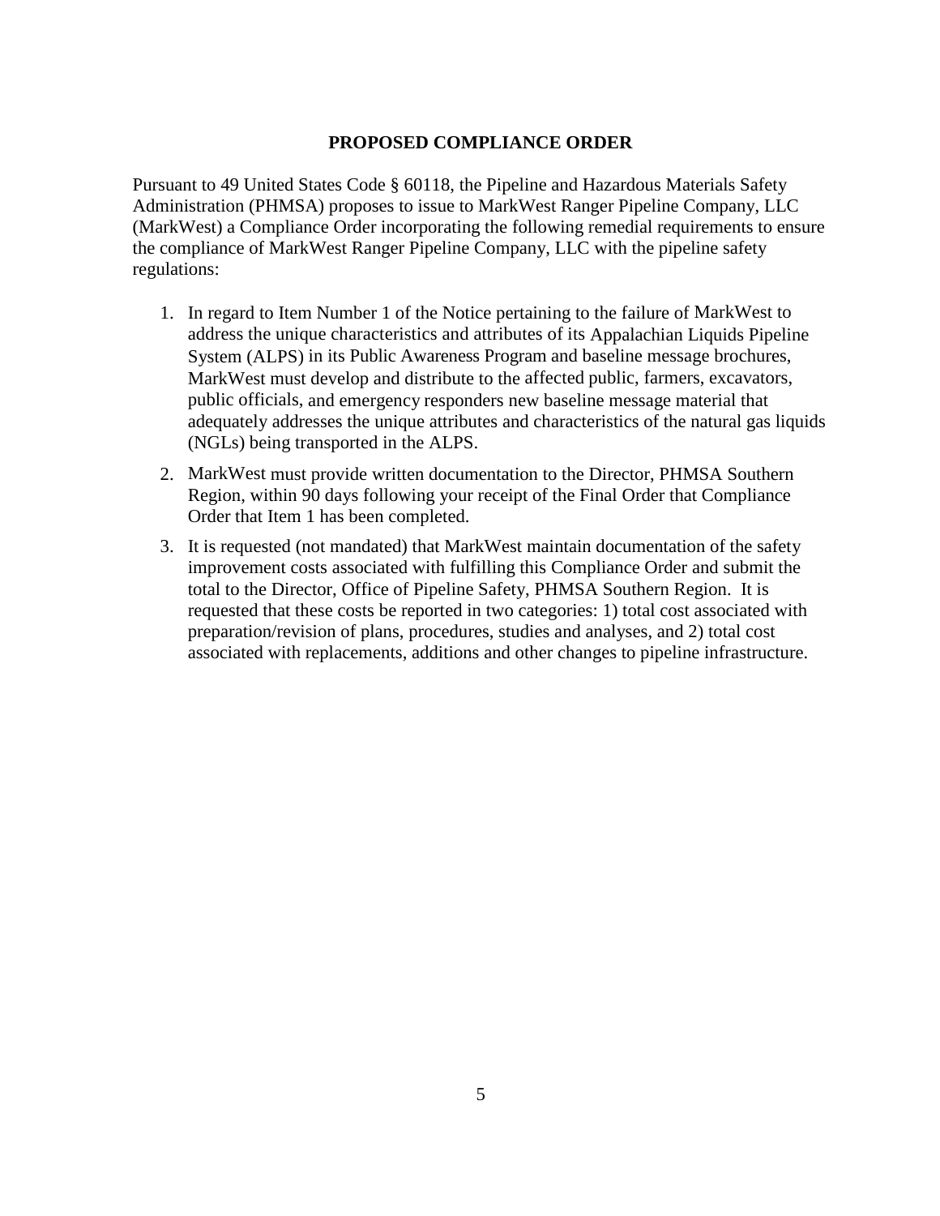**PROPOSED COMPLIANCE ORDER**

Pursuant to 49 United States Code § 60118, the Pipeline and Hazardous Materials Safety Administration (PHMSA) proposes to issue to MarkWest Ranger Pipeline Company, LLC (MarkWest) a Compliance Order incorporating the following remedial requirements to ensure the compliance of MarkWest Ranger Pipeline Company, LLC with the pipeline safety regulations:

1. In regard to Item Number 1 of the Notice pertaining to the failure of MarkWest to address the unique characteristics and attributes of its Appalachian Liquids Pipeline System (ALPS) in its Public Awareness Program and baseline message brochures, MarkWest must develop and distribute to the affected public, farmers, excavators, public officials, and emergency responders new baseline message material that adequately addresses the unique attributes and characteristics of the natural gas liquids (NGLs) being transported in the ALPS.

2. MarkWest must provide written documentation to the Director, PHMSA Southern Region, within 90 days following your receipt of the Final Order that Compliance Order that Item 1 has been completed.

3. It is requested (not mandated) that MarkWest maintain documentation of the safety improvement costs associated with fulfilling this Compliance Order and submit the total to the Director, Office of Pipeline Safety, PHMSA Southern Region. It is requested that these costs be reported in two categories: 1) total cost associated with preparation/revision of plans, procedures, studies and analyses, and 2) total cost associated with replacements, additions and other changes to pipeline infrastructure.